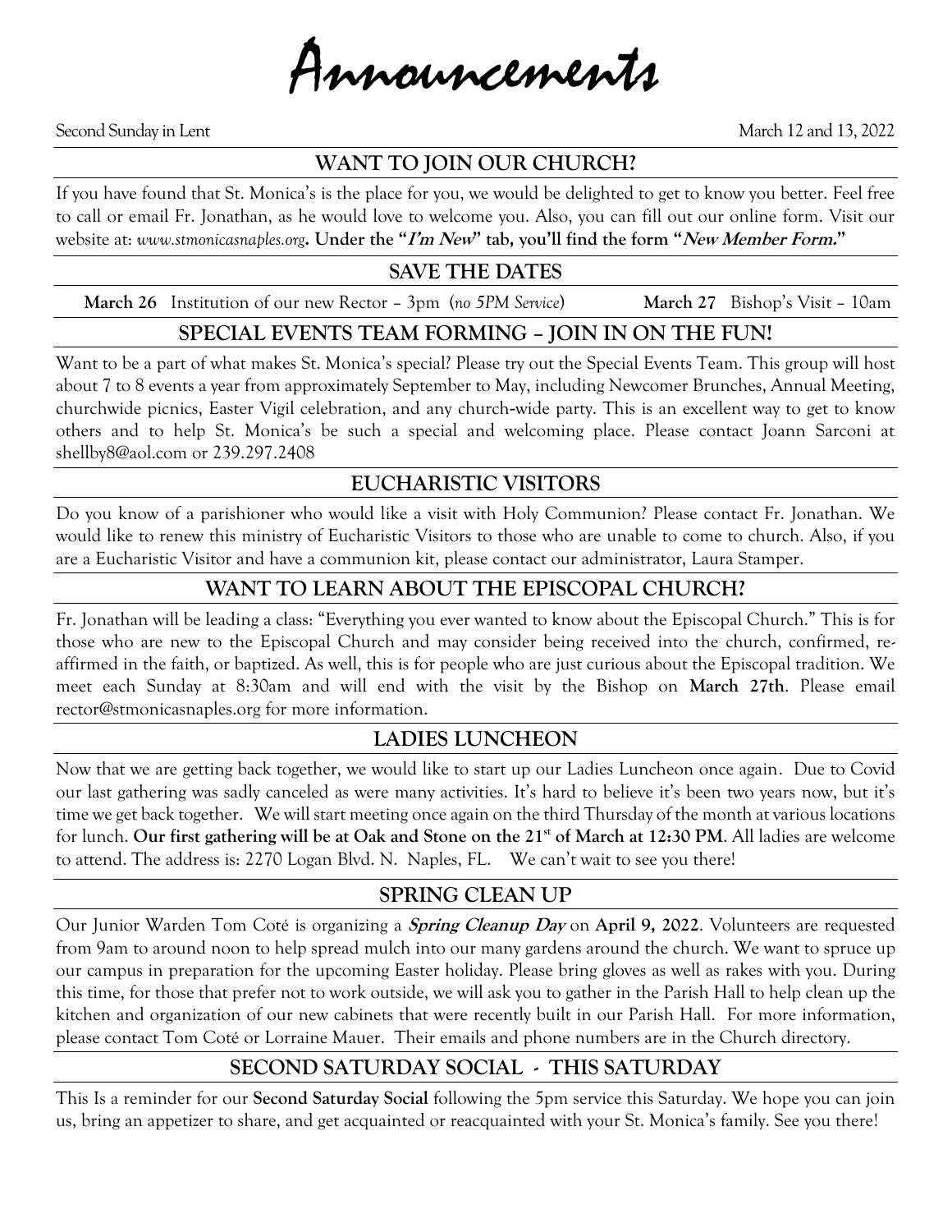# Announcements

Second Sunday in Lent March 12 and 13, 2022

## WANT TO JOIN OUR CHURCH?

If you have found that St. Monica's is the place for you, we would be delighted to get to know you better. Feel free to call or email Fr. Jonathan, as he would love to welcome you. Also, you can fill out our online form. Visit our website at: *www.stmonicasnaples.org*. **Under the "*I'm New*" tab, you'll find the form "*New Member Form.*"**

## SAVE THE DATES

**March 26** Institution of our new Rector – 3pm (*no 5PM Service*) **March 27** Bishop's Visit – 10am

## SPECIAL EVENTS TEAM FORMING – JOIN IN ON THE FUN!

Want to be a part of what makes St. Monica's special? Please try out the Special Events Team. This group will host about 7 to 8 events a year from approximately September to May, including Newcomer Brunches, Annual Meeting, churchwide picnics, Easter Vigil celebration, and any church-wide party. This is an excellent way to get to know others and to help St. Monica's be such a special and welcoming place. Please contact Joann Sarconi at shellby8@aol.com or 239.297.2408

## EUCHARISTIC VISITORS

Do you know of a parishioner who would like a visit with Holy Communion? Please contact Fr. Jonathan. We would like to renew this ministry of Eucharistic Visitors to those who are unable to come to church. Also, if you are a Eucharistic Visitor and have a communion kit, please contact our administrator, Laura Stamper.

## WANT TO LEARN ABOUT THE EPISCOPAL CHURCH?

Fr. Jonathan will be leading a class: "Everything you ever wanted to know about the Episcopal Church." This is for those who are new to the Episcopal Church and may consider being received into the church, confirmed, re-affirmed in the faith, or baptized. As well, this is for people who are just curious about the Episcopal tradition. We meet each Sunday at 8:30am and will end with the visit by the Bishop on **March 27th**. Please email rector@stmonicasnaples.org for more information.

## LADIES LUNCHEON

Now that we are getting back together, we would like to start up our Ladies Luncheon once again. Due to Covid our last gathering was sadly canceled as were many activities. It's hard to believe it's been two years now, but it's time we get back together. We will start meeting once again on the third Thursday of the month at various locations for lunch. **Our first gathering will be at Oak and Stone on the 21st of March at 12:30 PM**. All ladies are welcome to attend. The address is: 2270 Logan Blvd. N. Naples, FL. We can't wait to see you there!

## SPRING CLEAN UP

Our Junior Warden Tom Coté is organizing a ***Spring Cleanup Day*** on **April 9, 2022**. Volunteers are requested from 9am to around noon to help spread mulch into our many gardens around the church. We want to spruce up our campus in preparation for the upcoming Easter holiday. Please bring gloves as well as rakes with you. During this time, for those that prefer not to work outside, we will ask you to gather in the Parish Hall to help clean up the kitchen and organization of our new cabinets that were recently built in our Parish Hall. For more information, please contact Tom Coté or Lorraine Mauer. Their emails and phone numbers are in the Church directory.

## SECOND SATURDAY SOCIAL - THIS SATURDAY

This Is a reminder for our **Second Saturday Social** following the 5pm service this Saturday. We hope you can join us, bring an appetizer to share, and get acquainted or reacquainted with your St. Monica's family. See you there!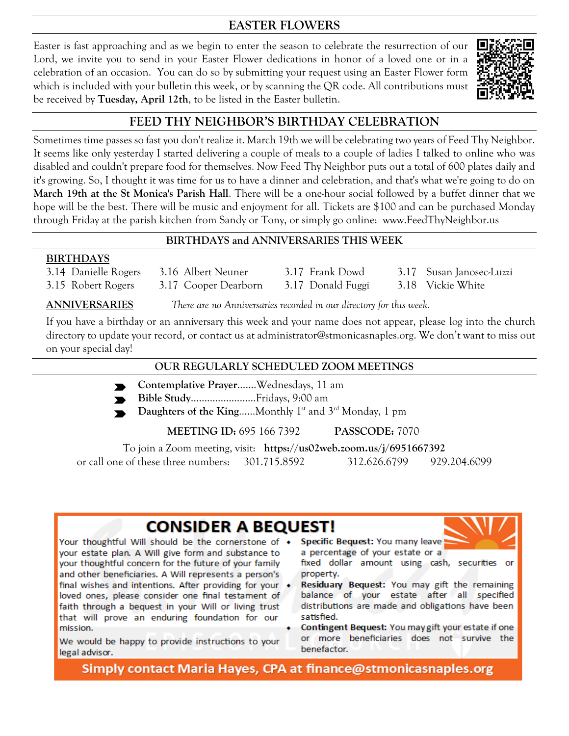## EASTER FLOWERS

Easter is fast approaching and as we begin to enter the season to celebrate the resurrection of our Lord, we invite you to send in your Easter Flower dedications in honor of a loved one or in a celebration of an occasion. You can do so by submitting your request using an Easter Flower form which is included with your bulletin this week, or by scanning the QR code. All contributions must be received by **Tuesday, April 12th**, to be listed in the Easter bulletin.

## FEED THY NEIGHBOR'S BIRTHDAY CELEBRATION

Sometimes time passes so fast you don't realize it. March 19th we will be celebrating two years of Feed Thy Neighbor. It seems like only yesterday I started delivering a couple of meals to a couple of ladies I talked to online who was disabled and couldn't prepare food for themselves. Now Feed Thy Neighbor puts out a total of 600 plates daily and it's growing. So, I thought it was time for us to have a dinner and celebration, and that's what we're going to do on **March 19th at the St Monica's Parish Hall**. There will be a one-hour social followed by a buffet dinner that we hope will be the best. There will be music and enjoyment for all. Tickets are $100 and can be purchased Monday through Friday at the parish kitchen from Sandy or Tony, or simply go online: www.FeedThyNeighbor.us

## BIRTHDAYS and ANNIVERSARIES THIS WEEK

**BIRTHDAYS**

| | | | |
|---|---|---|---|
| 3.14 Danielle Rogers | 3.16 Albert Neuner | 3.17 Frank Dowd | 3.17 Susan Janosec-Luzzi |
| 3.15 Robert Rogers | 3.17 Cooper Dearborn | 3.17 Donald Fuggi | 3.18 Vickie White |

**ANNIVERSARIES** *There are no Anniversaries recorded in our directory for this week.*

If you have a birthday or an anniversary this week and your name does not appear, please log into the church directory to update your record, or contact us at administrator@stmonicasnaples.org. We don't want to miss out on your special day!

## OUR REGULARLY SCHEDULED ZOOM MEETINGS

- **Contemplative Prayer**.......Wednesdays, 11 am
- **Bible Study**........................Fridays, 9:00 am
- **Daughters of the King**......Monthly 1st and 3rd Monday, 1 pm

**MEETING ID:** 695 166 7392 **PASSCODE:** 7070

To join a Zoom meeting, visit: **https://us02web.zoom.us/j/6951667392**

or call one of these three numbers: 301.715.8592 312.626.6799 929.204.6099

## CONSIDER A BEQUEST!

Your thoughtful Will should be the cornerstone of your estate plan. A Will give form and substance to your thoughtful concern for the future of your family and other beneficiaries. A Will represents a person's final wishes and intentions. After providing for your loved ones, please consider one final testament of faith through a bequest in your Will or living trust that will prove an enduring foundation for our mission.

We would be happy to provide instructions to your legal advisor.

- **Specific Bequest:** You many leave a percentage of your estate or a fixed dollar amount using cash, securities or property.
- **Residuary Bequest:** You may gift the remaining balance of your estate after all specified distributions are made and obligations have been satisfied.
- **Contingent Bequest:** You may gift your estate if one or more beneficiaries does not survive the benefactor.

**Simply contact Maria Hayes, CPA at finance@stmonicasnaples.org**